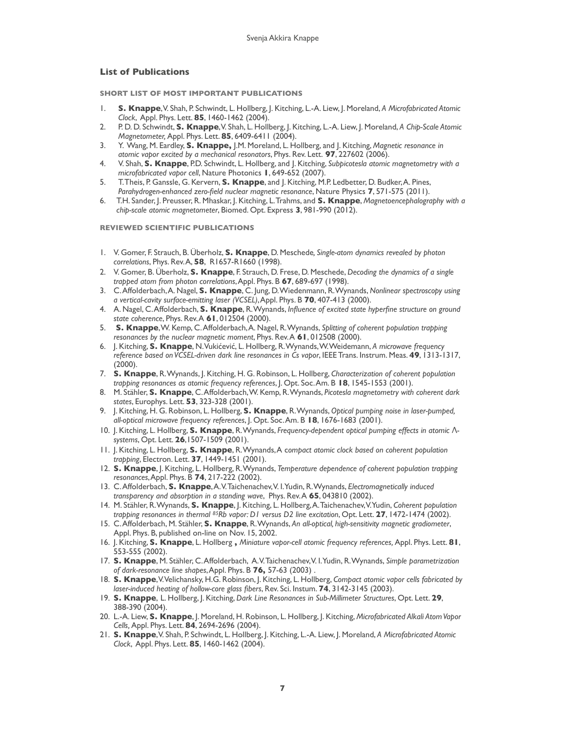## List of Publications

### SHORT LIST OF MOST IMPORTANT PUBLICATIONS

1. **S. Knappe**, V. Shah, P. Schwindt, L. Hollberg, J. Kitching, L.-A. Liew, J. Moreland, *A Microfabricated Atomic Clock*, Appl. Phys. Lett. **85**, 1460-1462 (2004).
2. P. D. D. Schwindt, **S. Knappe**, V. Shah, L. Hollberg, J. Kitching, L.-A. Liew, J. Moreland, *A Chip-Scale Atomic Magnetometer,* Appl. Phys. Lett. **85**, 6409-6411 (2004).
3. Y. Wang, M. Eardley, **S. Knappe,** J.M. Moreland, L. Hollberg, and J. Kitching, *Magnetic resonance in atomic vapor excited by a mechanical resonators*, Phys. Rev. Lett. **97**, 227602 (2006).
4. V. Shah, **S. Knappe**, P.D. Schwindt, L. Hollberg, and J. Kitching, *Subpicotesla atomic magnetometry with a microfabricated vapor cell*, Nature Photonics **1**, 649-652 (2007).
5. T. Theis, P. Ganssle, G. Kervern, **S. Knappe**, and J. Kitching, M.P. Ledbetter, D. Budker, A. Pines, *Parahydrogen-enhanced zero-field nuclear magnetic resonance*, Nature Physics **7**, 571-575 (2011).
6. T.H. Sander, J. Preusser, R. Mhaskar, J. Kitching, L. Trahms, and **S. Knappe**, *Magnetoencephalography with a chip-scale atomic magnetometer*, Biomed. Opt. Express **3**, 981-990 (2012).

### REVIEWED SCIENTIFIC PUBLICATIONS

1. V. Gomer, F. Strauch, B. Überholz, **S. Knappe**, D. Meschede*, Single-atom dynamics revealed by photon correlations*, Phys. Rev. A, **58**, R1657-R1660 (1998).
2. V. Gomer, B. Überholz, **S. Knappe**, F. Strauch, D. Frese, D. Meschede, *Decoding the dynamics of a single trapped atom from photon correlations*, Appl. Phys. B **67**, 689-697 (1998).
3. C. Affolderbach, A. Nagel, **S. Knappe**, C. Jung, D. Wiedenmann, R. Wynands, *Nonlinear spectroscopy using a vertical-cavity surface-emitting laser (VCSEL)*, Appl. Phys. B **70**, 407-413 (2000).
4. A. Nagel, C. Affolderbach, **S. Knappe**, R. Wynands, *Influence of excited state hyperfine structure on ground state coherence*, Phys. Rev. A **61**, 012504 (2000).
5. **S. Knappe**, W. Kemp, C. Affolderbach, A. Nagel, R. Wynands, *Splitting of coherent population trapping resonances by the nuclear magnetic moment*, Phys. Rev. A **61**, 012508 (2000).
6. J. Kitching, **S. Knappe**, N. Vukićević, L. Hollberg, R. Wynands, W. Weidemann, *A microwave frequency reference based on VCSEL-driven dark line resonances in Cs vapor*, IEEE Trans. Instrum. Meas. **49**, 1313-1317, (2000).
7. **S. Knappe**, R. Wynands, J. Kitching, H. G. Robinson, L. Hollberg, *Characterization of coherent population trapping resonances as atomic frequency references*, J. Opt. Soc. Am. B **18**, 1545-1553 (2001).
8. M. Stähler, **S. Knappe**, C. Affolderbach, W. Kemp, R. Wynands, *Picotesla magnetometry with coherent dark states*, Europhys. Lett. **53**, 323-328 (2001).
9. J. Kitching, H. G. Robinson, L. Hollberg, **S. Knappe**, R. Wynands, *Optical pumping noise in laser-pumped, all-optical microwave frequency references*, J. Opt. Soc. Am. B **18**, 1676-1683 (2001).
10. J. Kitching, L. Hollberg, **S. Knappe**, R. Wynands, *Frequency-dependent optical pumping effects in atomic Λ-systems*, Opt. Lett. **26**, 1507-1509 (2001).
11. J. Kitching, L. Hollberg, **S. Knappe**, R. Wynands, A c*ompact atomic clock based on coherent population trapping*, Electron. Lett. **37**, 1449-1451 (2001).
12. **S. Knappe**, J. Kitching, L. Hollberg, R. Wynands, *Temperature dependence of coherent population trapping resonances*, Appl. Phys. B **74**, 217-222 (2002).
13. C. Affolderbach, **S. Knappe**, A. V. Taichenachev, V. I. Yudin, R. Wynands, *Electromagnetically induced transparency and absorption in a standing wave*, Phys. Rev. A **65**, 043810 (2002).
14. M. Stähler, R. Wynands, **S. Knappe**, J. Kitching, L. Hollberg, A. Taichenachev, V. Yudin, *Coherent population trapping resonances in thermal $^{85}Rb$ vapor: D1 versus D2 line excitation*, Opt. Lett. **27**, 1472-1474 (2002).
15. C. Affolderbach, M. Stähler, **S. Knappe**, R. Wynands, *An all-optical, high-sensitivity magnetic gradiometer*, Appl. Phys. B, published on-line on Nov. 15, 2002.
16. J. Kitching, **S. Knappe**, L. Hollberg **,** *Miniature vapor-cell atomic frequency references,* Appl. Phys. Lett. **81**, 553-555 (2002).
17. **S. Knappe**, M. Stähler, C. Affolderbach, A. V. Taichenachev, V. I. Yudin, R. Wynands, *Simple parametrization of dark-resonance line shapes*, Appl. Phys. B **76,** 57-63 (2003) .
18. **S. Knappe**, V. Velichansky, H.G. Robinson, J. Kitching, L. Hollberg, *Compact atomic vapor cells fabricated by laser-induced heating of hollow-core glass fibers*, Rev. Sci. Instum. **74**, 3142-3145 (2003).
19. **S. Knappe**, L. Hollberg, J. Kitching, *Dark Line Resonances in Sub-Millimeter Structures*, Opt. Lett. **29**, 388-390 (2004).
20. L.-A. Liew, **S. Knappe**, J. Moreland, H. Robinson, L. Hollberg, J. Kitching, *Microfabricated Alkali Atom Vapor Cells,* Appl. Phys. Lett. **84**, 2694-2696 (2004).
21. **S. Knappe**, V. Shah, P. Schwindt, L. Hollberg, J. Kitching, L.-A. Liew, J. Moreland, *A Microfabricated Atomic Clock*, Appl. Phys. Lett. **85**, 1460-1462 (2004).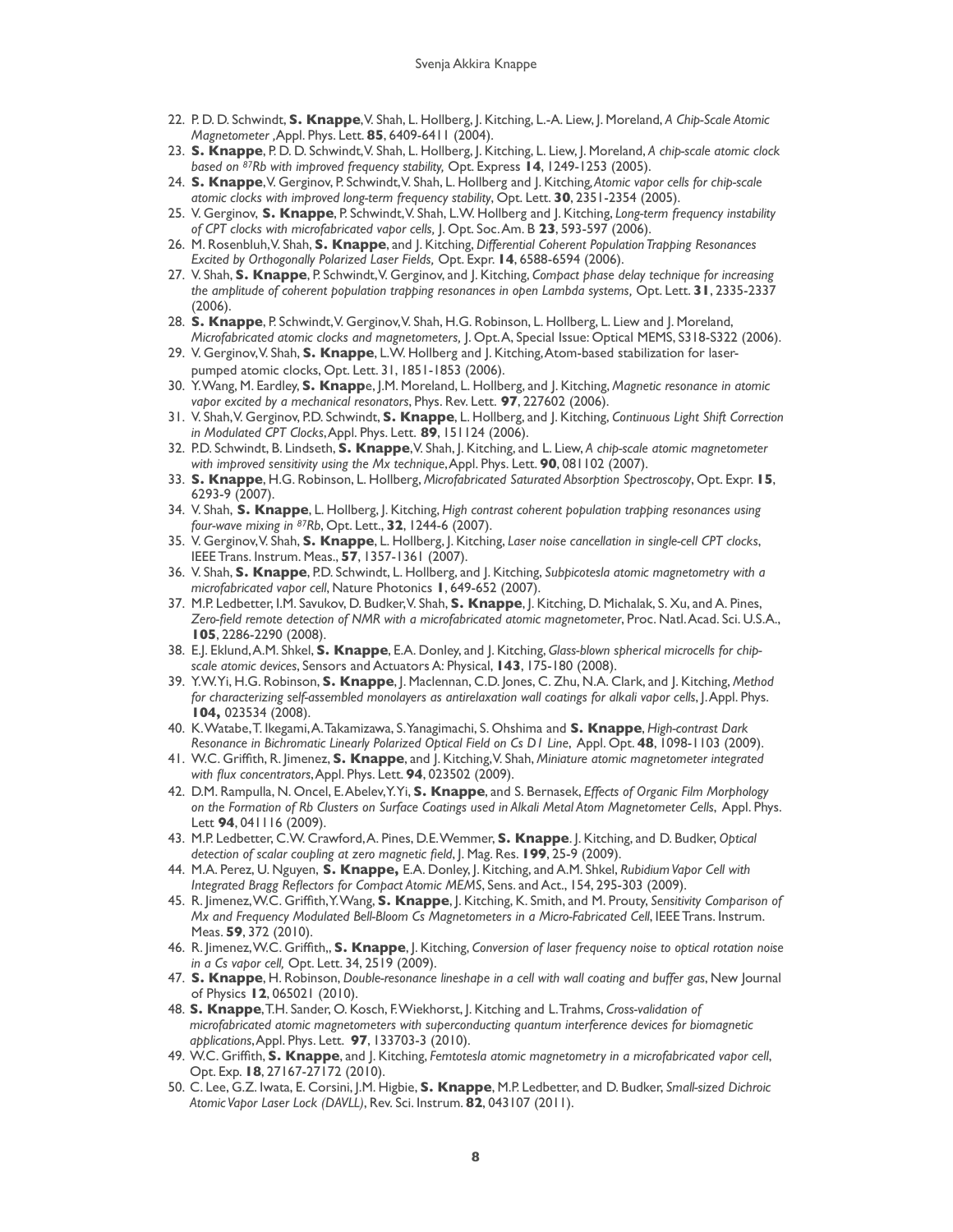22. P. D. D. Schwindt, **S. Knappe**, V. Shah, L. Hollberg, J. Kitching, L.-A. Liew, J. Moreland, *A Chip-Scale Atomic Magnetometer* , Appl. Phys. Lett. **85**, 6409-6411 (2004).
23. **S. Knappe**, P. D. D. Schwindt, V. Shah, L. Hollberg, J. Kitching, L. Liew, J. Moreland, *A chip-scale atomic clock based on $^{87}$Rb with improved frequency stability,* Opt. Express **14**, 1249-1253 (2005).
24. **S. Knappe**, V. Gerginov, P. Schwindt, V. Shah, L. Hollberg and J. Kitching, *Atomic vapor cells for chip-scale atomic clocks with improved long-term frequency stability*, Opt. Lett. **30**, 2351-2354 (2005).
25. V. Gerginov, **S. Knappe**, P. Schwindt, V. Shah, L.W. Hollberg and J. Kitching, *Long-term frequency instability of CPT clocks with microfabricated vapor cells,* J. Opt. Soc. Am. B **23**, 593-597 (2006).
26. M. Rosenbluh, V. Shah, **S. Knappe**, and J. Kitching, *Differential Coherent Population Trapping Resonances Excited by Orthogonally Polarized Laser Fields,* Opt. Expr. **14**, 6588-6594 (2006).
27. V. Shah, **S. Knappe**, P. Schwindt, V. Gerginov, and J. Kitching, *Compact phase delay technique for increasing the amplitude of coherent population trapping resonances in open Lambda systems,* Opt. Lett. **31**, 2335-2337 (2006).
28. **S. Knappe**, P. Schwindt, V. Gerginov, V. Shah, H.G. Robinson, L. Hollberg, L. Liew and J. Moreland, *Microfabricated atomic clocks and magnetometers,* J. Opt. A, Special Issue: Optical MEMS, S318-S322 (2006).
29. V. Gerginov, V. Shah, **S. Knappe**, L.W. Hollberg and J. Kitching, Atom-based stabilization for laser-pumped atomic clocks, Opt. Lett. 31, 1851-1853 (2006).
30. Y. Wang, M. Eardley, **S. Knapp**e, J.M. Moreland, L. Hollberg, and J. Kitching, *Magnetic resonance in atomic vapor excited by a mechanical resonators*, Phys. Rev. Lett. **97**, 227602 (2006).
31. V. Shah, V. Gerginov, P.D. Schwindt, **S. Knappe**, L. Hollberg, and J. Kitching, *Continuous Light Shift Correction in Modulated CPT Clocks*, Appl. Phys. Lett. **89**, 151124 (2006).
32. P.D. Schwindt, B. Lindseth, **S. Knappe**, V. Shah, J. Kitching, and L. Liew, *A chip-scale atomic magnetometer with improved sensitivity using the Mx technique*, Appl. Phys. Lett. **90**, 081102 (2007).
33. **S. Knappe**, H.G. Robinson, L. Hollberg, *Microfabricated Saturated Absorption Spectroscopy*, Opt. Expr. **15**, 6293-9 (2007).
34. V. Shah, **S. Knappe**, L. Hollberg, J. Kitching, *High contrast coherent population trapping resonances using four-wave mixing in $^{87}$Rb*, Opt. Lett., **32**, 1244-6 (2007).
35. V. Gerginov, V. Shah, **S. Knappe**, L. Hollberg, J. Kitching, *Laser noise cancellation in single-cell CPT clocks*, IEEE Trans. Instrum. Meas., **57**, 1357-1361 (2007).
36. V. Shah, **S. Knappe**, P.D. Schwindt, L. Hollberg, and J. Kitching, *Subpicotesla atomic magnetometry with a microfabricated vapor cell*, Nature Photonics **1**, 649-652 (2007).
37. M.P. Ledbetter, I.M. Savukov, D. Budker, V. Shah, **S. Knappe**, J. Kitching, D. Michalak, S. Xu, and A. Pines, *Zero-field remote detection of NMR with a microfabricated atomic magnetometer*, Proc. Natl. Acad. Sci. U.S.A., **105**, 2286-2290 (2008).
38. E.J. Eklund, A.M. Shkel, **S. Knappe**, E.A. Donley, and J. Kitching, *Glass-blown spherical microcells for chip-scale atomic devices*, Sensors and Actuators A: Physical, **143**, 175-180 (2008).
39. Y.W. Yi, H.G. Robinson, **S. Knappe**, J. Maclennan, C.D. Jones, C. Zhu, N.A. Clark, and J. Kitching, *Method for characterizing self-assembled monolayers as antirelaxation wall coatings for alkali vapor cells*, J. Appl. Phys. **104,** 023534 (2008).
40. K. Watabe, T. Ikegami, A. Takamizawa, S. Yanagimachi, S. Ohshima and **S. Knappe**, *High-contrast Dark Resonance in Bichromatic Linearly Polarized Optical Field on Cs D1 Line*, Appl. Opt. **48**, 1098-1103 (2009).
41. W.C. Griffith, R. Jimenez, **S. Knappe**, and J. Kitching, V. Shah, *Miniature atomic magnetometer integrated with flux concentrators*, Appl. Phys. Lett. **94**, 023502 (2009).
42. D.M. Rampulla, N. Oncel, E. Abelev, Y. Yi, **S. Knappe**, and S. Bernasek, *Effects of Organic Film Morphology on the Formation of Rb Clusters on Surface Coatings used in Alkali Metal Atom Magnetometer Cells*, Appl. Phys. Lett **94**, 041116 (2009).
43. M.P. Ledbetter, C.W. Crawford, A. Pines, D.E. Wemmer, **S. Knappe**. J. Kitching, and D. Budker, *Optical detection of scalar coupling at zero magnetic field*, J. Mag. Res. **199**, 25-9 (2009).
44. M.A. Perez, U. Nguyen, **S. Knappe,** E.A. Donley, J. Kitching, and A.M. Shkel, *Rubidium Vapor Cell with Integrated Bragg Reflectors for Compact Atomic MEMS*, Sens. and Act., 154, 295-303 (2009).
45. R. Jimenez, W.C. Griffith, Y. Wang, **S. Knappe**, J. Kitching, K. Smith, and M. Prouty, *Sensitivity Comparison of Mx and Frequency Modulated Bell-Bloom Cs Magnetometers in a Micro-Fabricated Cell*, IEEE Trans. Instrum. Meas. **59**, 372 (2010).
46. R. Jimenez, W.C. Griffith,, **S. Knappe**, J. Kitching, *Conversion of laser frequency noise to optical rotation noise in a Cs vapor cell,* Opt. Lett. 34, 2519 (2009).
47. **S. Knappe**, H. Robinson, *Double-resonance lineshape in a cell with wall coating and buffer gas*, New Journal of Physics **12**, 065021 (2010).
48. **S. Knappe**, T.H. Sander, O. Kosch, F. Wiekhorst, J. Kitching and L. Trahms, *Cross-validation of microfabricated atomic magnetometers with superconducting quantum interference devices for biomagnetic applications*, Appl. Phys. Lett. **97**, 133703-3 (2010).
49. W.C. Griffith, **S. Knappe**, and J. Kitching, *Femtotesla atomic magnetometry in a microfabricated vapor cell*, Opt. Exp. **18**, 27167-27172 (2010).
50. C. Lee, G.Z. Iwata, E. Corsini, J.M. Higbie, **S. Knappe**, M.P. Ledbetter, and D. Budker, *Small-sized Dichroic Atomic Vapor Laser Lock (DAVLL)*, Rev. Sci. Instrum. **82**, 043107 (2011).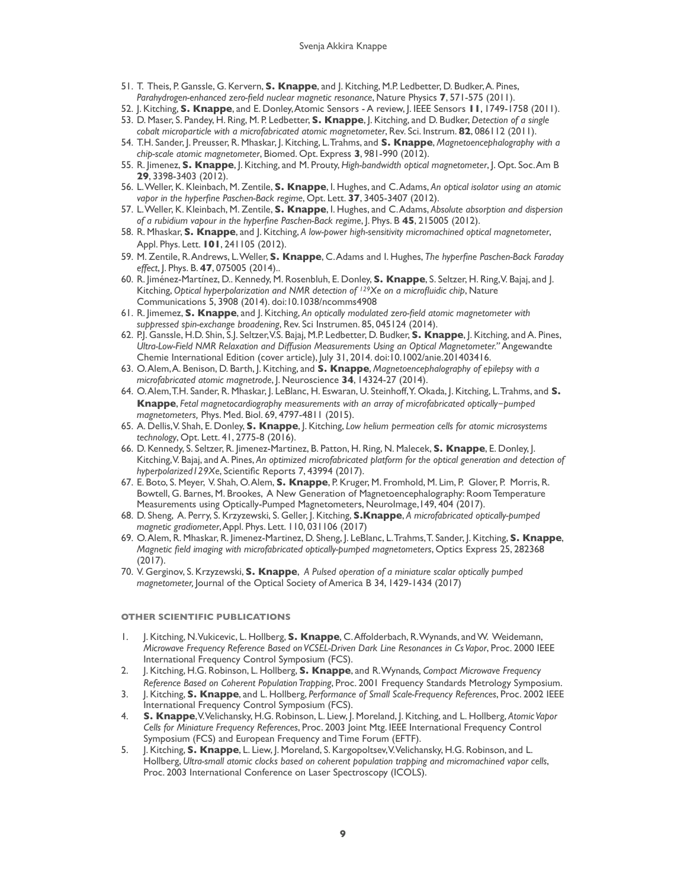51. T. Theis, P. Ganssle, G. Kervern, **S. Knappe**, and J. Kitching, M.P. Ledbetter, D. Budker, A. Pines, *Parahydrogen-enhanced zero-field nuclear magnetic resonance*, Nature Physics **7**, 571-575 (2011).
52. J. Kitching, **S. Knappe**, and E. Donley, Atomic Sensors - A review, J. IEEE Sensors **11**, 1749-1758 (2011).
53. D. Maser, S. Pandey, H. Ring, M. P. Ledbetter, **S. Knappe**, J. Kitching, and D. Budker, *Detection of a single cobalt microparticle with a microfabricated atomic magnetometer*, Rev. Sci. Instrum. **82**, 086112 (2011).
54. T.H. Sander, J. Preusser, R. Mhaskar, J. Kitching, L. Trahms, and **S. Knappe**, *Magnetoencephalography with a chip-scale atomic magnetometer*, Biomed. Opt. Express **3**, 981-990 (2012).
55. R. Jimenez, **S. Knappe**, J. Kitching, and M. Prouty, *High-bandwidth optical magnetometer*, J. Opt. Soc. Am B **29**, 3398-3403 (2012).
56. L. Weller, K. Kleinbach, M. Zentile, **S. Knappe**, I. Hughes, and C. Adams, *An optical isolator using an atomic vapor in the hyperfine Paschen-Back regime*, Opt. Lett. **37**, 3405-3407 (2012).
57. L. Weller, K. Kleinbach, M. Zentile, **S. Knappe**, I. Hughes, and C. Adams, *Absolute absorption and dispersion of a rubidium vapour in the hyperfine Paschen-Back regime*, J. Phys. B **45**, 215005 (2012).
58. R. Mhaskar, **S. Knappe**, and J. Kitching, *A low-power high-sensitivity micromachined optical magnetometer*, Appl. Phys. Lett. **101**, 241105 (2012).
59. M. Zentile, R. Andrews, L. Weller, **S. Knappe**, C. Adams and I. Hughes, *The hyperfine Paschen-Back Faraday effect*, J. Phys. B. **47**, 075005 (2014)..
60. R. Jiménez-Martínez, D.. Kennedy, M. Rosenbluh, E. Donley, **S. Knappe**, S. Seltzer, H. Ring, V. Bajaj, and J. Kitching, *Optical hyperpolarization and NMR detection of $^{129}$Xe on a microfluidic chip*, Nature Communications 5, 3908 (2014). doi:10.1038/ncomms4908
61. R. Jimemez, **S. Knappe**, and J. Kitching, *An optically modulated zero-field atomic magnetometer with suppressed spin-exchange broadening*, Rev. Sci Instrumen. 85, 045124 (2014).
62. P.J. Ganssle, H.D. Shin, S.J. Seltzer, V.S. Bajaj, M.P. Ledbetter, D. Budker, **S. Knappe**, J. Kitching, and A. Pines, *Ultra-Low-Field NMR Relaxation and Diffusion Measurements Using an Optical Magnetometer."* Angewandte Chemie International Edition (cover article), July 31, 2014. doi:10.1002/anie.201403416.
63. O. Alem, A. Benison, D. Barth, J. Kitching, and **S. Knappe**, *Magnetoencephalography of epilepsy with a microfabricated atomic magnetrode*, J. Neuroscience **34**, 14324-27 (2014).
64. O. Alem, T.H. Sander, R. Mhaskar, J. LeBlanc, H. Eswaran, U. Steinhoff, Y. Okada, J. Kitching, L. Trahms, and **S. Knappe**, *Fetal magnetocardiography measurements with an array of microfabricated optically−pumped magnetometers,* Phys. Med. Biol. 69, 4797-4811 (2015).
65. A. Dellis, V. Shah, E. Donley, **S. Knappe**, J. Kitching, *Low helium permeation cells for atomic microsystems technology*, Opt. Lett. 41, 2775-8 (2016).
66. D. Kennedy, S. Seltzer, R. Jimenez-Martinez, B. Patton, H. Ring, N. Malecek, **S. Knappe**, E. Donley, J. Kitching, V. Bajaj, and A. Pines, *An optimized microfabricated platform for the optical generation and detection of hyperpolarized129Xe*, Scientific Reports 7, 43994 (2017).
67. E. Boto, S. Meyer, V. Shah, O. Alem, **S. Knappe**, P. Kruger, M. Fromhold, M. Lim, P. Glover, P. Morris, R. Bowtell, G. Barnes, M. Brookes, A New Generation of Magnetoencephalography: Room Temperature Measurements using Optically-Pumped Magnetometers, NeuroImage,149, 404 (2017).
68. D. Sheng, A. Perry, S. Krzyzewski, S. Geller, J. Kitching, **S.Knappe**, *A microfabricated optically-pumped magnetic gradiometer*, Appl. Phys. Lett. 110, 031106 (2017)
69. O. Alem, R. Mhaskar, R. Jimenez-Martinez, D. Sheng, J. LeBlanc, L. Trahms, T. Sander, J. Kitching, **S. Knappe**, *Magnetic field imaging with microfabricated optically-pumped magnetometers*, Optics Express 25, 282368 (2017).
70. V. Gerginov, S. Krzyzewski, **S. Knappe**, *A Pulsed operation of a miniature scalar optically pumped magnetometer,* Journal of the Optical Society of America B 34, 1429-1434 (2017)

### OTHER SCIENTIFIC PUBLICATIONS

1. J. Kitching, N. Vukicevic, L. Hollberg, **S. Knappe**, C. Affolderbach, R. Wynands, and W. Weidemann, *Microwave Frequency Reference Based on VCSEL-Driven Dark Line Resonances in Cs Vapor*, Proc. 2000 IEEE International Frequency Control Symposium (FCS).
2. J. Kitching, H.G. Robinson, L. Hollberg, **S. Knappe**, and R. Wynands, *Compact Microwave Frequency Reference Based on Coherent Population Trapping*, Proc. 2001 Frequency Standards Metrology Symposium.
3. J. Kitching, **S. Knappe**, and L. Hollberg, *Performance of Small Scale-Frequency References*, Proc. 2002 IEEE International Frequency Control Symposium (FCS).
4. **S. Knappe**, V. Velichansky, H.G. Robinson, L. Liew, J. Moreland, J. Kitching, and L. Hollberg, *Atomic Vapor Cells for Miniature Frequency References*, Proc. 2003 Joint Mtg. IEEE International Frequency Control Symposium (FCS) and European Frequency and Time Forum (EFTF).
5. J. Kitching, **S. Knappe**, L. Liew, J. Moreland, S. Kargopoltsev, V. Velichansky, H.G. Robinson, and L. Hollberg, *Ultra-small atomic clocks based on coherent population trapping and micromachined vapor cells*, Proc. 2003 International Conference on Laser Spectroscopy (ICOLS).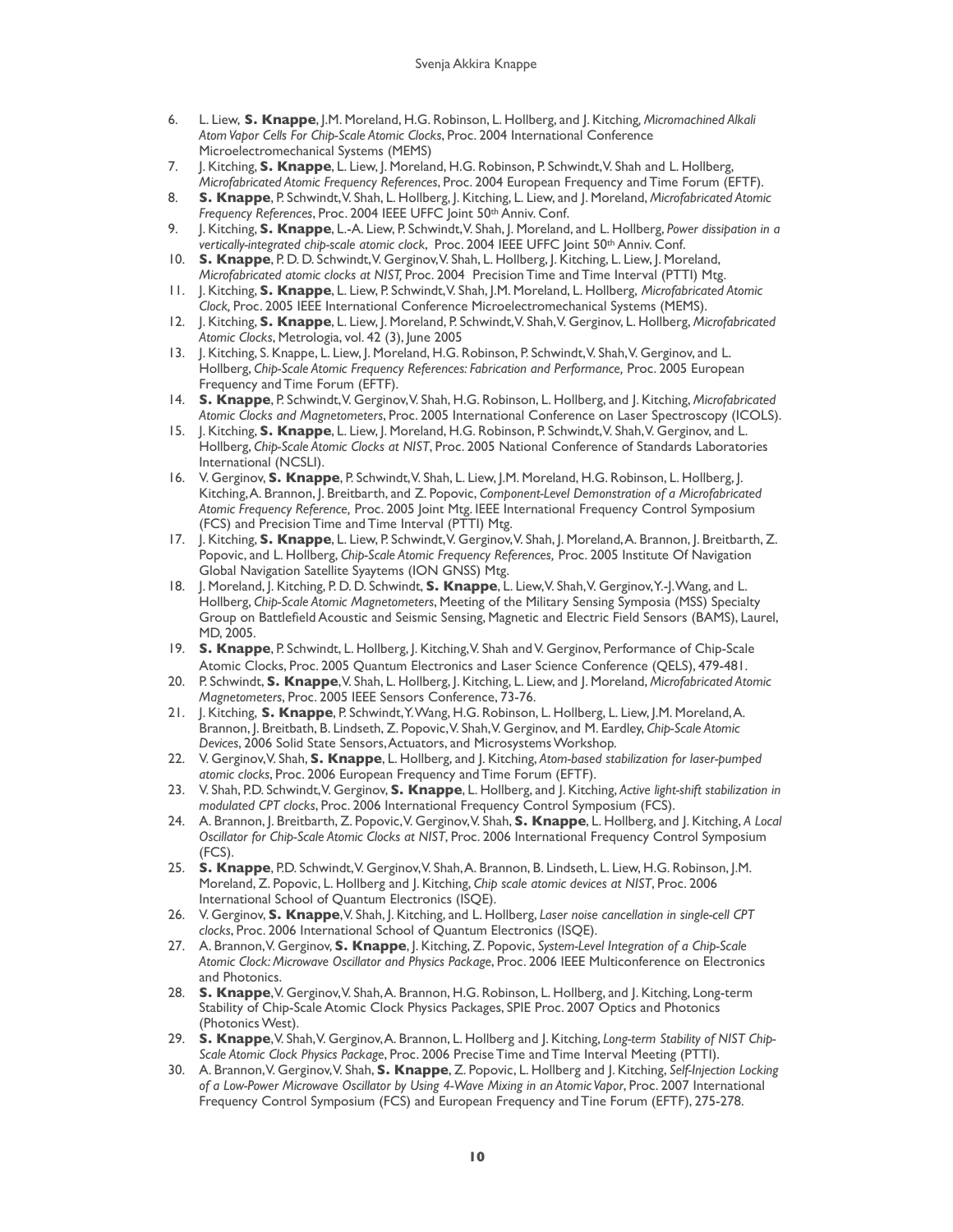6. L. Liew, **S. Knappe**, J.M. Moreland, H.G. Robinson, L. Hollberg, and J. Kitching, *Micromachined Alkali Atom Vapor Cells For Chip-Scale Atomic Clocks*, Proc. 2004 International Conference Microelectromechanical Systems (MEMS)
7. J. Kitching, **S. Knappe**, L. Liew, J. Moreland, H.G. Robinson, P. Schwindt, V. Shah and L. Hollberg, *Microfabricated Atomic Frequency References*, Proc. 2004 European Frequency and Time Forum (EFTF).
8. **S. Knappe**, P. Schwindt, V. Shah, L. Hollberg, J. Kitching, L. Liew, and J. Moreland, *Microfabricated Atomic Frequency References*, Proc. 2004 IEEE UFFC Joint 50th Anniv. Conf.
9. J. Kitching, **S. Knappe**, L.-A. Liew, P. Schwindt, V. Shah, J. Moreland, and L. Hollberg, *Power dissipation in a vertically-integrated chip-scale atomic clock*, Proc. 2004 IEEE UFFC Joint 50th Anniv. Conf.
10. **S. Knappe**, P. D. D. Schwindt, V. Gerginov, V. Shah, L. Hollberg, J. Kitching, L. Liew, J. Moreland, *Microfabricated atomic clocks at NIST,* Proc. 2004 Precision Time and Time Interval (PTTI) Mtg.
11. J. Kitching, **S. Knappe**, L. Liew, P. Schwindt, V. Shah, J.M. Moreland, L. Hollberg, *Microfabricated Atomic Clock*, Proc. 2005 IEEE International Conference Microelectromechanical Systems (MEMS).
12. J. Kitching, **S. Knappe**, L. Liew, J. Moreland, P. Schwindt, V. Shah, V. Gerginov, L. Hollberg, *Microfabricated Atomic Clocks*, Metrologia, vol. 42 (3), June 2005
13. J. Kitching, S. Knappe, L. Liew, J. Moreland, H.G. Robinson, P. Schwindt, V. Shah, V. Gerginov, and L. Hollberg, *Chip-Scale Atomic Frequency References: Fabrication and Performance,* Proc. 2005 European Frequency and Time Forum (EFTF).
14. **S. Knappe**, P. Schwindt, V. Gerginov, V. Shah, H.G. Robinson, L. Hollberg, and J. Kitching, *Microfabricated Atomic Clocks and Magnetometers*, Proc. 2005 International Conference on Laser Spectroscopy (ICOLS).
15. J. Kitching, **S. Knappe**, L. Liew, J. Moreland, H.G. Robinson, P. Schwindt, V. Shah, V. Gerginov, and L. Hollberg, *Chip-Scale Atomic Clocks at NIST*, Proc. 2005 National Conference of Standards Laboratories International (NCSLI).
16. V. Gerginov, **S. Knappe**, P. Schwindt, V. Shah, L. Liew, J.M. Moreland, H.G. Robinson, L. Hollberg, J. Kitching, A. Brannon, J. Breitbarth, and Z. Popovic, *Component-Level Demonstration of a Microfabricated Atomic Frequency Reference,* Proc. 2005 Joint Mtg. IEEE International Frequency Control Symposium (FCS) and Precision Time and Time Interval (PTTI) Mtg.
17. J. Kitching, **S. Knappe**, L. Liew, P. Schwindt, V. Gerginov, V. Shah, J. Moreland, A. Brannon, J. Breitbarth, Z. Popovic, and L. Hollberg, *Chip-Scale Atomic Frequency References,* Proc. 2005 Institute Of Navigation Global Navigation Satellite Syaytems (ION GNSS) Mtg.
18. J. Moreland, J. Kitching, P. D. D. Schwindt, **S. Knappe**, L. Liew, V. Shah, V. Gerginov, Y.-J. Wang, and L. Hollberg, *Chip-Scale Atomic Magnetometers*, Meeting of the Military Sensing Symposia (MSS) Specialty Group on Battlefield Acoustic and Seismic Sensing, Magnetic and Electric Field Sensors (BAMS), Laurel, MD, 2005.
19. **S. Knappe**, P. Schwindt, L. Hollberg, J. Kitching, V. Shah and V. Gerginov, Performance of Chip-Scale Atomic Clocks, Proc. 2005 Quantum Electronics and Laser Science Conference (QELS), 479-481.
20. P. Schwindt, **S. Knappe**, V. Shah, L. Hollberg, J. Kitching, L. Liew, and J. Moreland, *Microfabricated Atomic Magnetometers*, Proc. 2005 IEEE Sensors Conference, 73-76.
21. J. Kitching, **S. Knappe**, P. Schwindt, Y. Wang, H.G. Robinson, L. Hollberg, L. Liew, J.M. Moreland, A. Brannon, J. Breitbath, B. Lindseth, Z. Popovic, V. Shah, V. Gerginov, and M. Eardley, *Chip-Scale Atomic Devices*, 2006 Solid State Sensors, Actuators, and Microsystems Workshop.
22. V. Gerginov, V. Shah, **S. Knappe**, L. Hollberg, and J. Kitching, *Atom-based stabilization for laser-pumped atomic clocks*, Proc. 2006 European Frequency and Time Forum (EFTF).
23. V. Shah, P.D. Schwindt, V. Gerginov, **S. Knappe**, L. Hollberg, and J. Kitching, *Active light-shift stabilization in modulated CPT clocks*, Proc. 2006 International Frequency Control Symposium (FCS).
24. A. Brannon, J. Breitbarth, Z. Popovic, V. Gerginov, V. Shah, **S. Knappe**, L. Hollberg, and J. Kitching, *A Local Oscillator for Chip-Scale Atomic Clocks at NIST*, Proc. 2006 International Frequency Control Symposium (FCS).
25. **S. Knappe**, P.D. Schwindt, V. Gerginov, V. Shah, A. Brannon, B. Lindseth, L. Liew, H.G. Robinson, J.M. Moreland, Z. Popovic, L. Hollberg and J. Kitching, *Chip scale atomic devices at NIST*, Proc. 2006 International School of Quantum Electronics (ISQE).
26. V. Gerginov, **S. Knappe**, V. Shah, J. Kitching, and L. Hollberg, *Laser noise cancellation in single-cell CPT clocks*, Proc. 2006 International School of Quantum Electronics (ISQE).
27. A. Brannon, V. Gerginov, **S. Knappe**, J. Kitching, Z. Popovic, *System-Level Integration of a Chip-Scale Atomic Clock: Microwave Oscillator and Physics Package*, Proc. 2006 IEEE Multiconference on Electronics and Photonics.
28. **S. Knappe**, V. Gerginov, V. Shah, A. Brannon, H.G. Robinson, L. Hollberg, and J. Kitching, Long-term Stability of Chip-Scale Atomic Clock Physics Packages, SPIE Proc. 2007 Optics and Photonics (Photonics West).
29. **S. Knappe**, V. Shah, V. Gerginov, A. Brannon, L. Hollberg and J. Kitching, *Long-term Stability of NIST Chip-Scale Atomic Clock Physics Package*, Proc. 2006 Precise Time and Time Interval Meeting (PTTI).
30. A. Brannon, V. Gerginov, V. Shah, **S. Knappe**, Z. Popovic, L. Hollberg and J. Kitching, *Self-Injection Locking of a Low-Power Microwave Oscillator by Using 4-Wave Mixing in an Atomic Vapor*, Proc. 2007 International Frequency Control Symposium (FCS) and European Frequency and Tine Forum (EFTF), 275-278.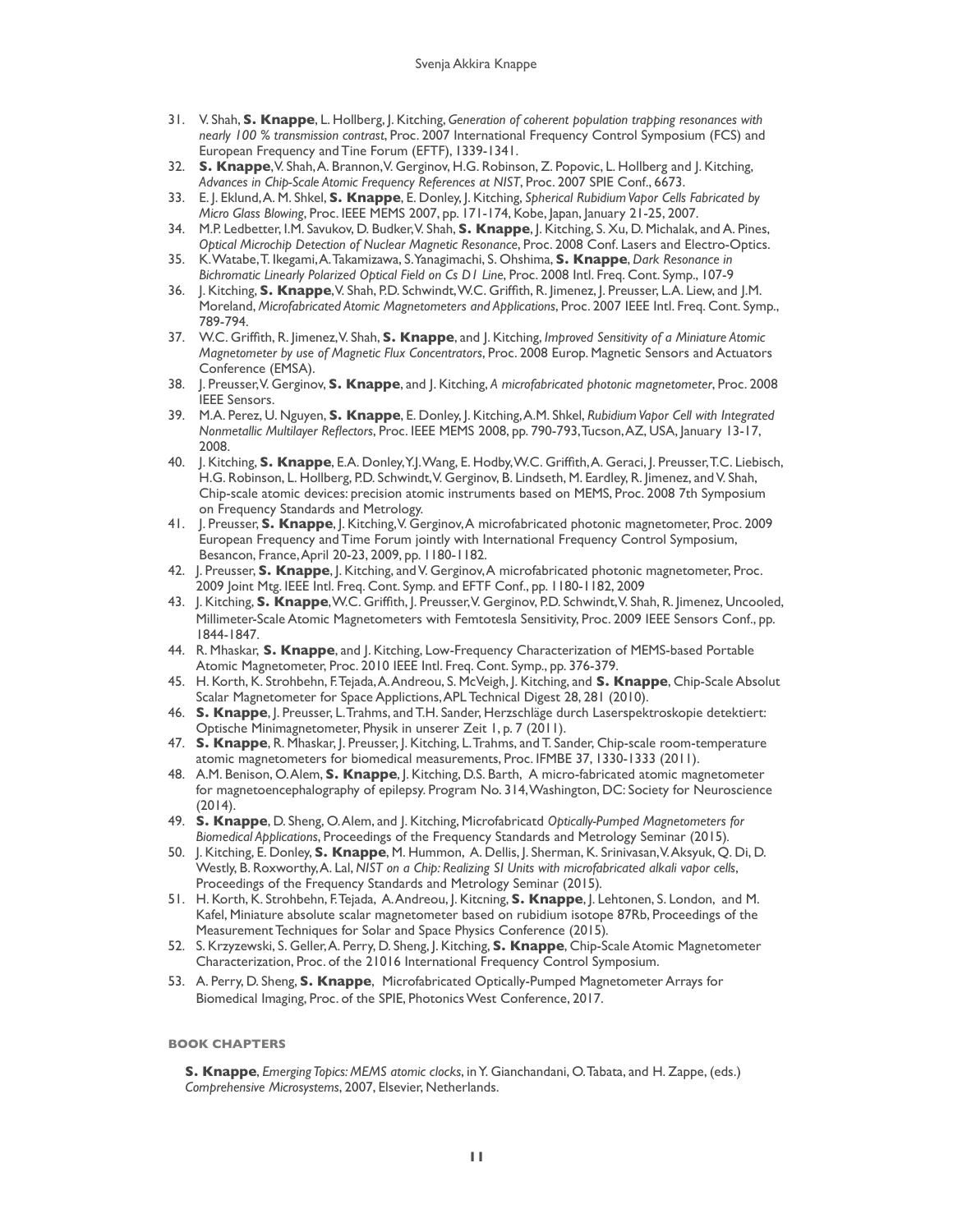31. V. Shah, **S. Knappe**, L. Hollberg, J. Kitching, *Generation of coherent population trapping resonances with nearly 100 % transmission contrast*, Proc. 2007 International Frequency Control Symposium (FCS) and European Frequency and Tine Forum (EFTF), 1339-1341.
32. **S. Knappe**, V. Shah, A. Brannon, V. Gerginov, H.G. Robinson, Z. Popovic, L. Hollberg and J. Kitching, *Advances in Chip-Scale Atomic Frequency References at NIST*, Proc. 2007 SPIE Conf., 6673.
33. E. J. Eklund, A. M. Shkel, **S. Knappe**, E. Donley, J. Kitching, *Spherical Rubidium Vapor Cells Fabricated by Micro Glass Blowing*, Proc. IEEE MEMS 2007, pp. 171-174, Kobe, Japan, January 21-25, 2007.
34. M.P. Ledbetter, I.M. Savukov, D. Budker, V. Shah, **S. Knappe**, J. Kitching, S. Xu, D. Michalak, and A. Pines, *Optical Microchip Detection of Nuclear Magnetic Resonance*, Proc. 2008 Conf. Lasers and Electro-Optics.
35. K. Watabe, T. Ikegami, A. Takamizawa, S. Yanagimachi, S. Ohshima, **S. Knappe**, *Dark Resonance in Bichromatic Linearly Polarized Optical Field on Cs D1 Line*, Proc. 2008 Intl. Freq. Cont. Symp., 107-9
36. J. Kitching, **S. Knappe**, V. Shah, P.D. Schwindt, W.C. Griffith, R. Jimenez, J. Preusser, L.A. Liew, and J.M. Moreland, *Microfabricated Atomic Magnetometers and Applications*, Proc. 2007 IEEE Intl. Freq. Cont. Symp., 789-794.
37. W.C. Griffith, R. Jimenez, V. Shah, **S. Knappe**, and J. Kitching, *Improved Sensitivity of a Miniature Atomic Magnetometer by use of Magnetic Flux Concentrators*, Proc. 2008 Europ. Magnetic Sensors and Actuators Conference (EMSA).
38. J. Preusser, V. Gerginov, **S. Knappe**, and J. Kitching, *A microfabricated photonic magnetometer*, Proc. 2008 IEEE Sensors.
39. M.A. Perez, U. Nguyen, **S. Knappe**, E. Donley, J. Kitching, A.M. Shkel, *Rubidium Vapor Cell with Integrated Nonmetallic Multilayer Reflectors*, Proc. IEEE MEMS 2008, pp. 790-793, Tucson, AZ, USA, January 13-17, 2008.
40. J. Kitching, **S. Knappe**, E.A. Donley, Y.J. Wang, E. Hodby, W.C. Griffith, A. Geraci, J. Preusser, T.C. Liebisch, H.G. Robinson, L. Hollberg, P.D. Schwindt, V. Gerginov, B. Lindseth, M. Eardley, R. Jimenez, and V. Shah, Chip-scale atomic devices: precision atomic instruments based on MEMS, Proc. 2008 7th Symposium on Frequency Standards and Metrology.
41. J. Preusser, **S. Knappe**, J. Kitching, V. Gerginov, A microfabricated photonic magnetometer, Proc. 2009 European Frequency and Time Forum jointly with International Frequency Control Symposium, Besancon, France, April 20-23, 2009, pp. 1180-1182.
42. J. Preusser, **S. Knappe**, J. Kitching, and V. Gerginov, A microfabricated photonic magnetometer, Proc. 2009 Joint Mtg. IEEE Intl. Freq. Cont. Symp. and EFTF Conf., pp. 1180-1182, 2009
43. J. Kitching, **S. Knappe**, W.C. Griffith, J. Preusser, V. Gerginov, P.D. Schwindt, V. Shah, R. Jimenez, Uncooled, Millimeter-Scale Atomic Magnetometers with Femtotesla Sensitivity, Proc. 2009 IEEE Sensors Conf., pp. 1844-1847.
44. R. Mhaskar, **S. Knappe**, and J. Kitching, Low-Frequency Characterization of MEMS-based Portable Atomic Magnetometer, Proc. 2010 IEEE Intl. Freq. Cont. Symp., pp. 376-379.
45. H. Korth, K. Strohbehn, F. Tejada, A. Andreou, S. McVeigh, J. Kitching, and **S. Knappe**, Chip-Scale Absolut Scalar Magnetometer for Space Applictions, APL Technical Digest 28, 281 (2010).
46. **S. Knappe**, J. Preusser, L. Trahms, and T.H. Sander, Herzschläge durch Laserspektroskopie detektiert: Optische Minimagnetometer, Physik in unserer Zeit 1, p. 7 (2011).
47. **S. Knappe**, R. Mhaskar, J. Preusser, J. Kitching, L. Trahms, and T. Sander, Chip-scale room-temperature atomic magnetometers for biomedical measurements, Proc. IFMBE 37, 1330-1333 (2011).
48. A.M. Benison, O. Alem, **S. Knappe**, J. Kitching, D.S. Barth, A micro-fabricated atomic magnetometer for magnetoencephalography of epilepsy. Program No. 314, Washington, DC: Society for Neuroscience (2014).
49. **S. Knappe**, D. Sheng, O. Alem, and J. Kitching, Microfabricatd *Optically-Pumped Magnetometers for Biomedical Applications*, Proceedings of the Frequency Standards and Metrology Seminar (2015).
50. J. Kitching, E. Donley, **S. Knappe**, M. Hummon, A. Dellis, J. Sherman, K. Srinivasan, V. Aksyuk, Q. Di, D. Westly, B. Roxworthy, A. Lal, *NIST on a Chip: Realizing SI Units with microfabricated alkali vapor cells*, Proceedings of the Frequency Standards and Metrology Seminar (2015).
51. H. Korth, K. Strohbehn, F. Tejada, A. Andreou, J. Kitcning, **S. Knappe**, J. Lehtonen, S. London, and M. Kafel, Miniature absolute scalar magnetometer based on rubidium isotope 87Rb, Proceedings of the Measurement Techniques for Solar and Space Physics Conference (2015).
52. S. Krzyzewski, S. Geller, A. Perry, D. Sheng, J. Kitching, **S. Knappe**, Chip-Scale Atomic Magnetometer Characterization, Proc. of the 21016 International Frequency Control Symposium.
53. A. Perry, D. Sheng, **S. Knappe**, Microfabricated Optically-Pumped Magnetometer Arrays for Biomedical Imaging, Proc. of the SPIE, Photonics West Conference, 2017.

#### BOOK CHAPTERS

**S. Knappe**, *Emerging Topics: MEMS atomic clocks*, in Y. Gianchandani, O. Tabata, and H. Zappe, (eds.) *Comprehensive Microsystems*, 2007, Elsevier, Netherlands.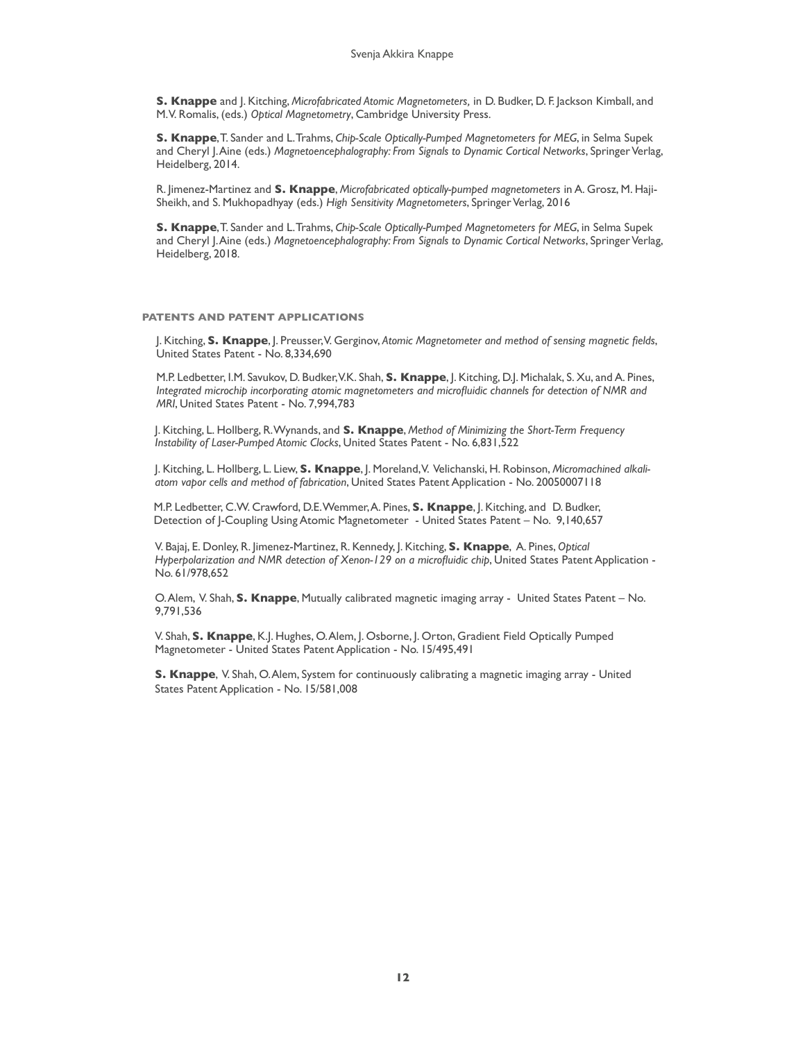**S. Knappe** and J. Kitching, *Microfabricated Atomic Magnetometers,* in D. Budker, D. F. Jackson Kimball, and M.V. Romalis, (eds.) *Optical Magnetometry*, Cambridge University Press.

**S. Knappe**, T. Sander and L. Trahms, *Chip-Scale Optically-Pumped Magnetometers for MEG*, in Selma Supek and Cheryl J. Aine (eds.) *Magnetoencephalography: From Signals to Dynamic Cortical Networks*, Springer Verlag, Heidelberg, 2014.

R. Jimenez-Martinez and **S. Knappe**, *Microfabricated optically-pumped magnetometers* in A. Grosz, M. Haji-Sheikh, and S. Mukhopadhyay (eds.) *High Sensitivity Magnetometers*, Springer Verlag, 2016

**S. Knappe**, T. Sander and L. Trahms, *Chip-Scale Optically-Pumped Magnetometers for MEG*, in Selma Supek and Cheryl J. Aine (eds.) *Magnetoencephalography: From Signals to Dynamic Cortical Networks*, Springer Verlag, Heidelberg, 2018.

## PATENTS AND PATENT APPLICATIONS

J. Kitching, **S. Knappe**, J. Preusser, V. Gerginov, *Atomic Magnetometer and method of sensing magnetic fields*, United States Patent - No. 8,334,690

M.P. Ledbetter, I.M. Savukov, D. Budker, V.K. Shah, **S. Knappe**, J. Kitching, D.J. Michalak, S. Xu, and A. Pines, *Integrated microchip incorporating atomic magnetometers and microfluidic channels for detection of NMR and MRI*, United States Patent - No. 7,994,783

J. Kitching, L. Hollberg, R. Wynands, and **S. Knappe**, *Method of Minimizing the Short-Term Frequency Instability of Laser-Pumped Atomic Clocks*, United States Patent - No. 6,831,522

J. Kitching, L. Hollberg, L. Liew, **S. Knappe**, J. Moreland, V. Velichanski, H. Robinson, *Micromachined alkali-atom vapor cells and method of fabrication*, United States Patent Application - No. 20050007118

M.P. Ledbetter, C.W. Crawford, D.E. Wemmer, A. Pines, **S. Knappe**, J. Kitching, and D. Budker, Detection of J-Coupling Using Atomic Magnetometer - United States Patent – No. 9,140,657

V. Bajaj, E. Donley, R. Jimenez-Martinez, R. Kennedy, J. Kitching, **S. Knappe**, A. Pines, *Optical Hyperpolarization and NMR detection of Xenon-129 on a microfluidic chip*, United States Patent Application - No. 61/978,652

O. Alem, V. Shah, **S. Knappe**, Mutually calibrated magnetic imaging array - United States Patent – No. 9,791,536

V. Shah, **S. Knappe**, K.J. Hughes, O. Alem, J. Osborne, J. Orton, Gradient Field Optically Pumped Magnetometer - United States Patent Application - No. 15/495,491

**S. Knappe**, V. Shah, O. Alem, System for continuously calibrating a magnetic imaging array - United States Patent Application - No. 15/581,008